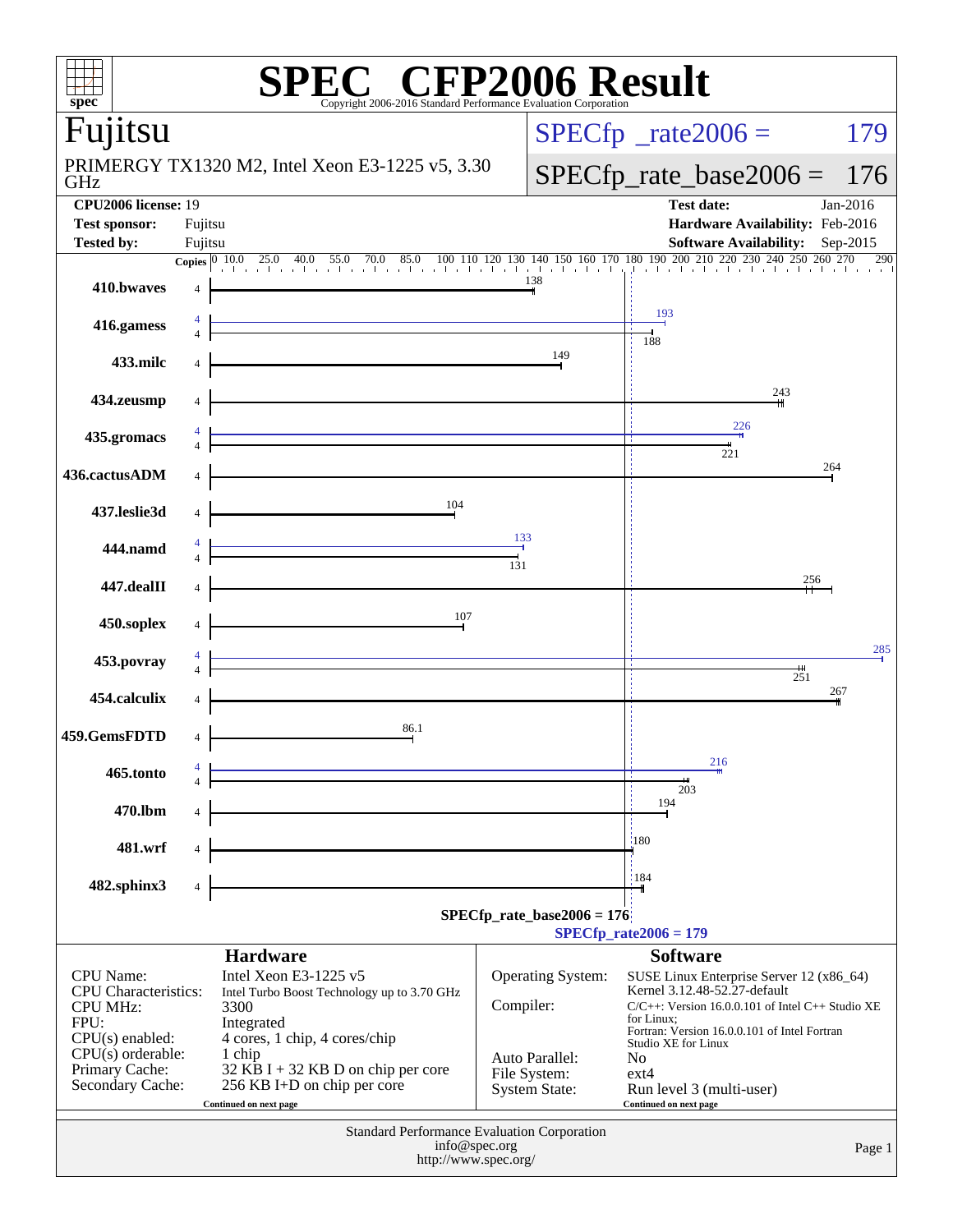# SPEC CFP2006 Result

Copyright 2006-2016 Standard Performance Evaluation Corporation

## Fujitsu

PRIMERGY TX1320 M2, Intel Xeon E3-1225 v5, 3.30 GHz

SPECfp_rate2006 = 179

SPECfp_rate_base2006 = 176

| | | | |
|---|---|---|---|
| **CPU2006 license:** 19 | | **Test date:** | Jan-2016 |
| **Test sponsor:** | Fujitsu | **Hardware Availability:** | Feb-2016 |
| **Tested by:** | Fujitsu | **Software Availability:** | Sep-2015 |

| Benchmark | Copies | Base ratio | Peak ratio |
|---|---|---|---|
| 410.bwaves | 4 | 138 | |
| 416.gamess | 4 | 188 | 193 |
| 433.milc | 4 | 149 | |
| 434.zeusmp | 4 | 243 | |
| 435.gromacs | 4 | 221 | 226 |
| 436.cactusADM | 4 | 264 | |
| 437.leslie3d | 4 | 104 | |
| 444.namd | 4 | 131 | 133 |
| 447.dealII | 4 | 256 | |
| 450.soplex | 4 | 107 | |
| 453.povray | 4 | 251 | 285 |
| 454.calculix | 4 | 267 | |
| 459.GemsFDTD | 4 | 86.1 | |
| 465.tonto | 4 | 203 | 216 |
| 470.lbm | 4 | 194 | |
| 481.wrf | 4 | 180 | |
| 482.sphinx3 | 4 | 184 | |

SPECfp_rate_base2006 = 176

SPECfp_rate2006 = 179

### Hardware

| | |
|---|---|
| CPU Name: | Intel Xeon E3-1225 v5 |
| CPU Characteristics: | Intel Turbo Boost Technology up to 3.70 GHz |
| CPU MHz: | 3300 |
| FPU: | Integrated |
| CPU(s) enabled: | 4 cores, 1 chip, 4 cores/chip |
| CPU(s) orderable: | 1 chip |
| Primary Cache: | 32 KB I + 32 KB D on chip per core |
| Secondary Cache: | 256 KB I+D on chip per core |

Continued on next page

### Software

| | |
|---|---|
| Operating System: | SUSE Linux Enterprise Server 12 (x86_64) Kernel 3.12.48-52.27-default |
| Compiler: | C/C++: Version 16.0.0.101 of Intel C++ Studio XE for Linux; Fortran: Version 16.0.0.101 of Intel Fortran Studio XE for Linux |
| Auto Parallel: | No |
| File System: | ext4 |
| System State: | Run level 3 (multi-user) |

Continued on next page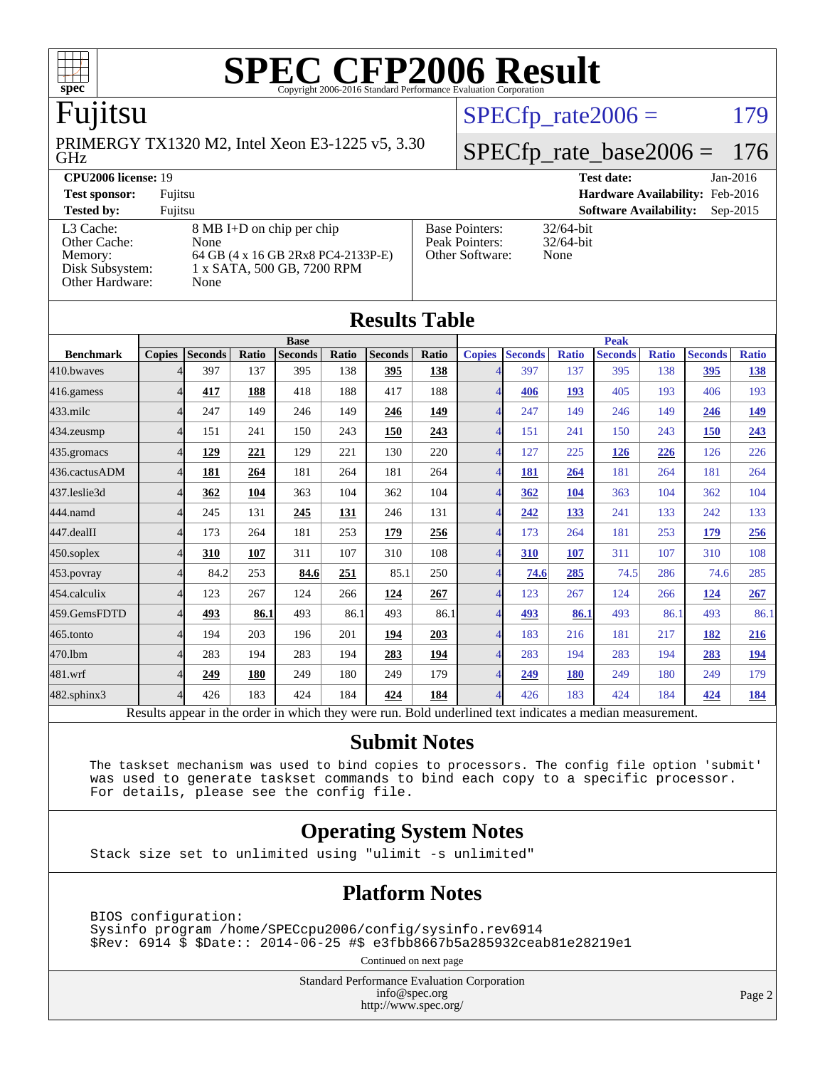# SPEC CFP2006 Result

Copyright 2006-2016 Standard Performance Evaluation Corporation

## Fujitsu

PRIMERGY TX1320 M2, Intel Xeon E3-1225 v5, 3.30 GHz

SPECfp_rate2006 = 179

SPECfp_rate_base2006 = 176

| | | | |
|---|---|---|---|
| **CPU2006 license:** 19 | | **Test date:** | Jan-2016 |
| **Test sponsor:** | Fujitsu | **Hardware Availability:** | Feb-2016 |
| **Tested by:** | Fujitsu | **Software Availability:** | Sep-2015 |

| | |
|---|---|
| L3 Cache: | 8 MB I+D on chip per chip |
| Other Cache: | None |
| Memory: | 64 GB (4 x 16 GB 2Rx8 PC4-2133P-E) |
| Disk Subsystem: | 1 x SATA, 500 GB, 7200 RPM |
| Other Hardware: | None |

| | |
|---|---|
| Base Pointers: | 32/64-bit |
| Peak Pointers: | 32/64-bit |
| Other Software: | None |

## Results Table

| Benchmark | Base | | | | | | | Peak | | | | | | |
|---|---|---|---|---|---|---|---|---|---|---|---|---|---|---|
| | Copies | Seconds | Ratio | Seconds | Ratio | Seconds | Ratio | Copies | Seconds | Ratio | Seconds | Ratio | Seconds | Ratio |
| 410.bwaves | 4 | 397 | 137 | 395 | 138 | **395** | **138** | 4 | 397 | 137 | 395 | 138 | **395** | **138** |
| 416.gamess | 4 | **417** | **188** | 418 | 188 | 417 | 188 | 4 | **406** | **193** | 405 | 193 | 406 | 193 |
| 433.milc | 4 | 247 | 149 | 246 | 149 | **246** | **149** | 4 | 247 | 149 | 246 | 149 | **246** | **149** |
| 434.zeusmp | 4 | 151 | 241 | 150 | 243 | **150** | **243** | 4 | 151 | 241 | 150 | 243 | **150** | **243** |
| 435.gromacs | 4 | **129** | **221** | 129 | 221 | 130 | 220 | 4 | 127 | 225 | **126** | **226** | 126 | 226 |
| 436.cactusADM | 4 | **181** | **264** | 181 | 264 | 181 | 264 | 4 | **181** | **264** | 181 | 264 | 181 | 264 |
| 437.leslie3d | 4 | **362** | **104** | 363 | 104 | 362 | 104 | 4 | **362** | **104** | 363 | 104 | 362 | 104 |
| 444.namd | 4 | 245 | 131 | **245** | **131** | 246 | 131 | 4 | **242** | **133** | 241 | 133 | 242 | 133 |
| 447.dealII | 4 | 173 | 264 | 181 | 253 | **179** | **256** | 4 | 173 | 264 | 181 | 253 | **179** | **256** |
| 450.soplex | 4 | **310** | **107** | 311 | 107 | 310 | 108 | 4 | **310** | **107** | 311 | 107 | 310 | 108 |
| 453.povray | 4 | 84.2 | 253 | **84.6** | **251** | 85.1 | 250 | 4 | **74.6** | **285** | 74.5 | 286 | 74.6 | 285 |
| 454.calculix | 4 | 123 | 267 | 124 | 266 | **124** | **267** | 4 | 123 | 267 | 124 | 266 | **124** | **267** |
| 459.GemsFDTD | 4 | **493** | **86.1** | 493 | 86.1 | 493 | 86.1 | 4 | **493** | **86.1** | 493 | 86.1 | 493 | 86.1 |
| 465.tonto | 4 | 194 | 203 | 196 | 201 | **194** | **203** | 4 | 183 | 216 | 181 | 217 | **182** | **216** |
| 470.lbm | 4 | 283 | 194 | 283 | 194 | **283** | **194** | 4 | 283 | 194 | 283 | 194 | **283** | **194** |
| 481.wrf | 4 | **249** | **180** | 249 | 180 | 249 | 179 | 4 | **249** | **180** | 249 | 180 | 249 | 179 |
| 482.sphinx3 | 4 | 426 | 183 | 424 | 184 | **424** | **184** | 4 | 426 | 183 | 424 | 184 | **424** | **184** |

Results appear in the order in which they were run. Bold underlined text indicates a median measurement.

## Submit Notes

```
The taskset mechanism was used to bind copies to processors. The config file option 'submit'
was used to generate taskset commands to bind each copy to a specific processor.
For details, please see the config file.
```

## Operating System Notes

```
Stack size set to unlimited using "ulimit -s unlimited"
```

## Platform Notes

```
BIOS configuration:
Sysinfo program /home/SPECcpu2006/config/sysinfo.rev6914
$Rev: 6914 $ $Date:: 2014-06-25 #$ e3fbb8667b5a285932ceab81e28219e1
```

Continued on next page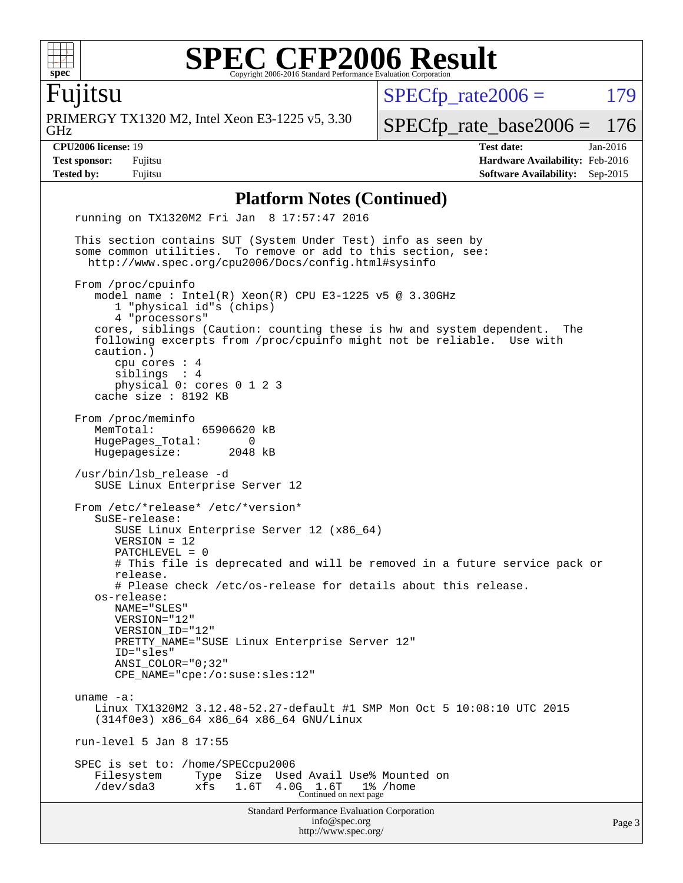## Platform Notes (Continued)

```
running on TX1320M2 Fri Jan  8 17:57:47 2016

This section contains SUT (System Under Test) info as seen by
some common utilities.  To remove or add to this section, see:
  http://www.spec.org/cpu2006/Docs/config.html#sysinfo

From /proc/cpuinfo
   model name : Intel(R) Xeon(R) CPU E3-1225 v5 @ 3.30GHz
      1 "physical id"s (chips)
      4 "processors"
   cores, siblings (Caution: counting these is hw and system dependent.  The
   following excerpts from /proc/cpuinfo might not be reliable.  Use with
   caution.)
      cpu cores : 4
      siblings  : 4
      physical 0: cores 0 1 2 3
   cache size : 8192 KB

From /proc/meminfo
   MemTotal:       65906620 kB
   HugePages_Total:       0
   Hugepagesize:       2048 kB

/usr/bin/lsb_release -d
   SUSE Linux Enterprise Server 12

From /etc/*release* /etc/*version*
   SuSE-release:
      SUSE Linux Enterprise Server 12 (x86_64)
      VERSION = 12
      PATCHLEVEL = 0
      # This file is deprecated and will be removed in a future service pack or
      release.
      # Please check /etc/os-release for details about this release.
   os-release:
      NAME="SLES"
      VERSION="12"
      VERSION_ID="12"
      PRETTY_NAME="SUSE Linux Enterprise Server 12"
      ID="sles"
      ANSI_COLOR="0;32"
      CPE_NAME="cpe:/o:suse:sles:12"

uname -a:
   Linux TX1320M2 3.12.48-52.27-default #1 SMP Mon Oct 5 10:08:10 UTC 2015
   (314f0e3) x86_64 x86_64 x86_64 GNU/Linux

run-level 5 Jan 8 17:55

SPEC is set to: /home/SPECcpu2006
   Filesystem     Type  Size  Used Avail Use% Mounted on
   /dev/sda3      xfs   1.6T  4.0G  1.6T   1% /home
```

Continued on next page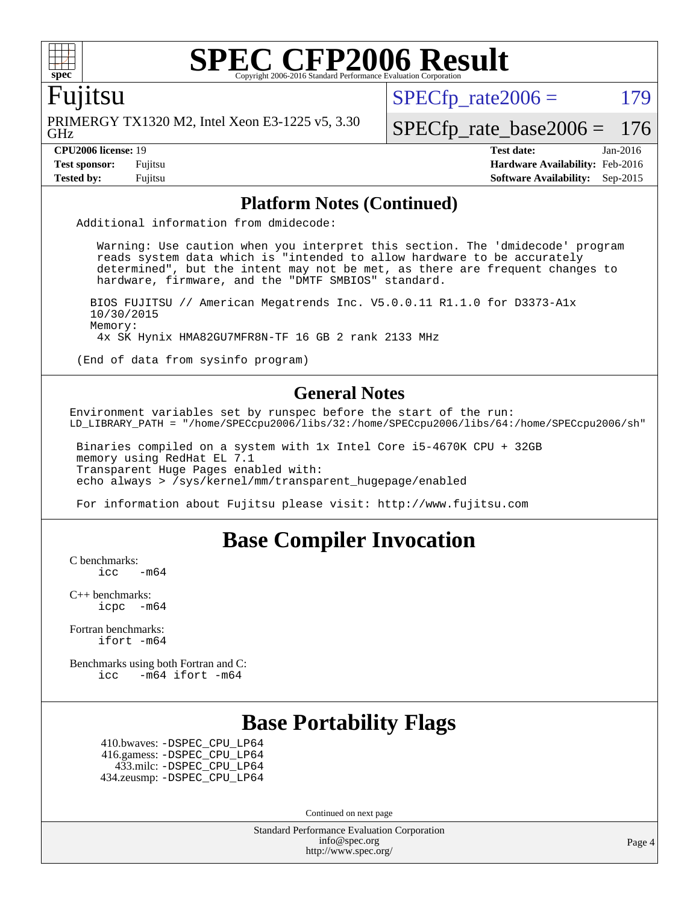# SPEC CFP2006 Result

Copyright 2006-2016 Standard Performance Evaluation Corporation

## Fujitsu

PRIMERGY TX1320 M2, Intel Xeon E3-1225 v5, 3.30 GHz

SPECfp_rate2006 = 179

SPECfp_rate_base2006 = 176

**CPU2006 license:** 19
**Test sponsor:** Fujitsu
**Tested by:** Fujitsu

**Test date:** Jan-2016
**Hardware Availability:** Feb-2016
**Software Availability:** Sep-2015

## Platform Notes (Continued)

```
Additional information from dmidecode:

   Warning: Use caution when you interpret this section. The 'dmidecode' program
   reads system data which is "intended to allow hardware to be accurately
   determined", but the intent may not be met, as there are frequent changes to
   hardware, firmware, and the "DMTF SMBIOS" standard.

  BIOS FUJITSU // American Megatrends Inc. V5.0.0.11 R1.1.0 for D3373-A1x
  10/30/2015
  Memory:
   4x SK Hynix HMA82GU7MFR8N-TF 16 GB 2 rank 2133 MHz

(End of data from sysinfo program)
```

## General Notes

```
Environment variables set by runspec before the start of the run:
LD_LIBRARY_PATH = "/home/SPECcpu2006/libs/32:/home/SPECcpu2006/libs/64:/home/SPECcpu2006/sh"

 Binaries compiled on a system with 1x Intel Core i5-4670K CPU + 32GB
 memory using RedHat EL 7.1
 Transparent Huge Pages enabled with:
 echo always > /sys/kernel/mm/transparent_hugepage/enabled

 For information about Fujitsu please visit: http://www.fujitsu.com
```

## Base Compiler Invocation

C benchmarks:
```
icc   -m64
```

C++ benchmarks:
```
icpc  -m64
```

Fortran benchmarks:
```
ifort -m64
```

Benchmarks using both Fortran and C:
```
icc   -m64 ifort -m64
```

## Base Portability Flags

410.bwaves: -DSPEC_CPU_LP64
416.gamess: -DSPEC_CPU_LP64
433.milc: -DSPEC_CPU_LP64
434.zeusmp: -DSPEC_CPU_LP64

Continued on next page

Standard Performance Evaluation Corporation
info@spec.org
http://www.spec.org/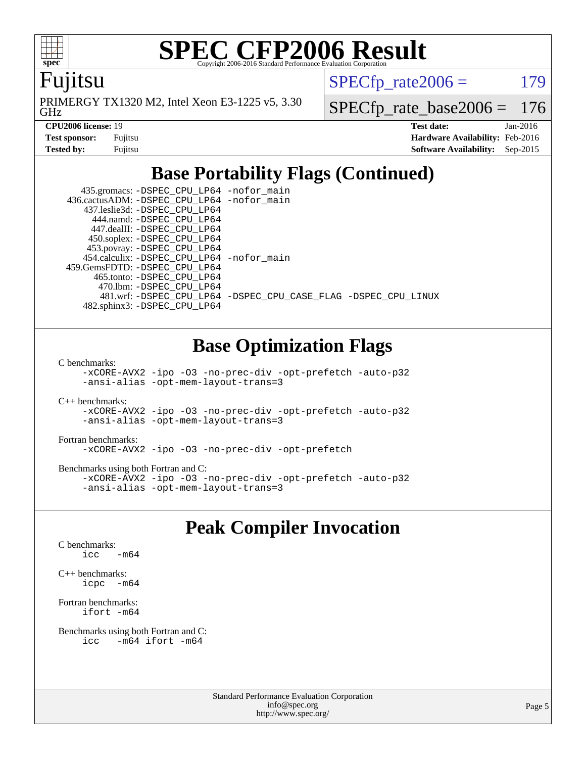# SPEC CFP2006 Result

Copyright 2006-2016 Standard Performance Evaluation Corporation

**Fujitsu**

PRIMERGY TX1320 M2, Intel Xeon E3-1225 v5, 3.30 GHz

SPECfp_rate2006 = 179

SPECfp_rate_base2006 = 176

| | | | |
|---|---|---|---|
| **CPU2006 license:** 19 | | **Test date:** | Jan-2016 |
| **Test sponsor:** | Fujitsu | **Hardware Availability:** | Feb-2016 |
| **Tested by:** | Fujitsu | **Software Availability:** | Sep-2015 |

## Base Portability Flags (Continued)

```
     435.gromacs: -DSPEC_CPU_LP64 -nofor_main
    436.cactusADM: -DSPEC_CPU_LP64 -nofor_main
     437.leslie3d: -DSPEC_CPU_LP64
        444.namd: -DSPEC_CPU_LP64
      447.dealII: -DSPEC_CPU_LP64
      450.soplex: -DSPEC_CPU_LP64
      453.povray: -DSPEC_CPU_LP64
    454.calculix: -DSPEC_CPU_LP64 -nofor_main
   459.GemsFDTD: -DSPEC_CPU_LP64
       465.tonto: -DSPEC_CPU_LP64
         470.lbm: -DSPEC_CPU_LP64
         481.wrf: -DSPEC_CPU_LP64 -DSPEC_CPU_CASE_FLAG -DSPEC_CPU_LINUX
     482.sphinx3: -DSPEC_CPU_LP64
```

## Base Optimization Flags

C benchmarks:

```
-xCORE-AVX2 -ipo -O3 -no-prec-div -opt-prefetch -auto-p32
-ansi-alias -opt-mem-layout-trans=3
```

C++ benchmarks:

```
-xCORE-AVX2 -ipo -O3 -no-prec-div -opt-prefetch -auto-p32
-ansi-alias -opt-mem-layout-trans=3
```

Fortran benchmarks:

```
-xCORE-AVX2 -ipo -O3 -no-prec-div -opt-prefetch
```

Benchmarks using both Fortran and C:

```
-xCORE-AVX2 -ipo -O3 -no-prec-div -opt-prefetch -auto-p32
-ansi-alias -opt-mem-layout-trans=3
```

## Peak Compiler Invocation

C benchmarks:

```
icc   -m64
```

C++ benchmarks:

```
icpc  -m64
```

Fortran benchmarks:

```
ifort -m64
```

Benchmarks using both Fortran and C:

```
icc   -m64 ifort -m64
```

Standard Performance Evaluation Corporation
info@spec.org
http://www.spec.org/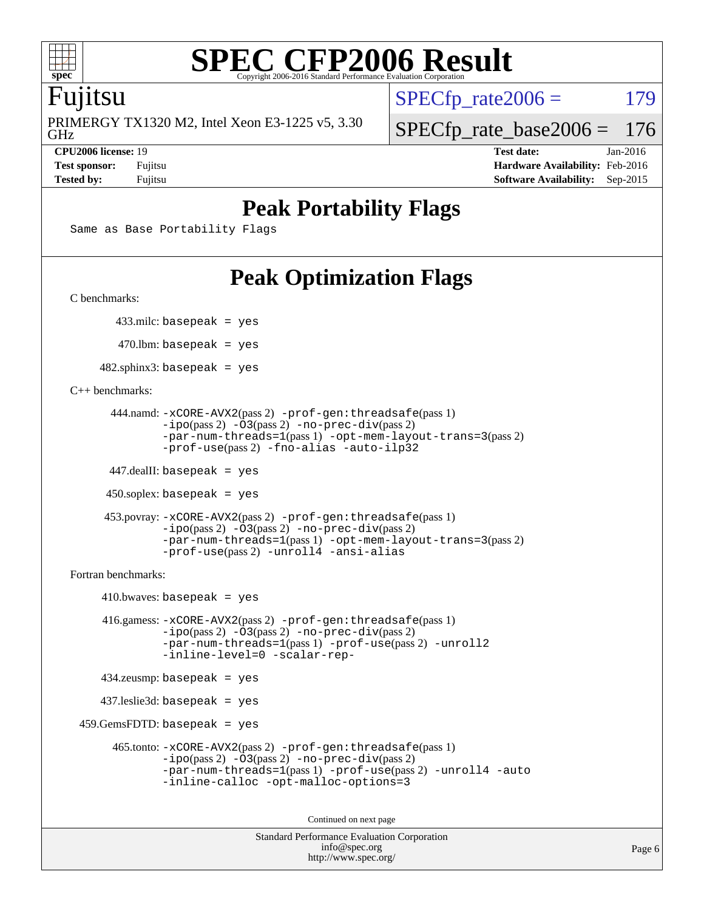# SPEC CFP2006 Result

Copyright 2006-2016 Standard Performance Evaluation Corporation

## Fujitsu

PRIMERGY TX1320 M2, Intel Xeon E3-1225 v5, 3.30 GHz

SPECfp_rate2006 = 179

SPECfp_rate_base2006 = 176

| | | | |
|---|---|---|---|
| **CPU2006 license:** 19 | | **Test date:** | Jan-2016 |
| **Test sponsor:** | Fujitsu | **Hardware Availability:** | Feb-2016 |
| **Tested by:** | Fujitsu | **Software Availability:** | Sep-2015 |

## Peak Portability Flags

Same as Base Portability Flags

## Peak Optimization Flags

C benchmarks:

433.milc: `basepeak = yes`

470.lbm: `basepeak = yes`

482.sphinx3: `basepeak = yes`

C++ benchmarks:

444.namd: `-xCORE-AVX2`(pass 2) `-prof-gen:threadsafe`(pass 1) `-ipo`(pass 2) `-O3`(pass 2) `-no-prec-div`(pass 2) `-par-num-threads=1`(pass 1) `-opt-mem-layout-trans=3`(pass 2) `-prof-use`(pass 2) `-fno-alias -auto-ilp32`

447.dealII: `basepeak = yes`

450.soplex: `basepeak = yes`

453.povray: `-xCORE-AVX2`(pass 2) `-prof-gen:threadsafe`(pass 1) `-ipo`(pass 2) `-O3`(pass 2) `-no-prec-div`(pass 2) `-par-num-threads=1`(pass 1) `-opt-mem-layout-trans=3`(pass 2) `-prof-use`(pass 2) `-unroll4 -ansi-alias`

Fortran benchmarks:

410.bwaves: `basepeak = yes`

416.gamess: `-xCORE-AVX2`(pass 2) `-prof-gen:threadsafe`(pass 1) `-ipo`(pass 2) `-O3`(pass 2) `-no-prec-div`(pass 2) `-par-num-threads=1`(pass 1) `-prof-use`(pass 2) `-unroll2 -inline-level=0 -scalar-rep-`

434.zeusmp: `basepeak = yes`

437.leslie3d: `basepeak = yes`

459.GemsFDTD: `basepeak = yes`

465.tonto: `-xCORE-AVX2`(pass 2) `-prof-gen:threadsafe`(pass 1) `-ipo`(pass 2) `-O3`(pass 2) `-no-prec-div`(pass 2) `-par-num-threads=1`(pass 1) `-prof-use`(pass 2) `-unroll4 -auto -inline-calloc -opt-malloc-options=3`

Continued on next page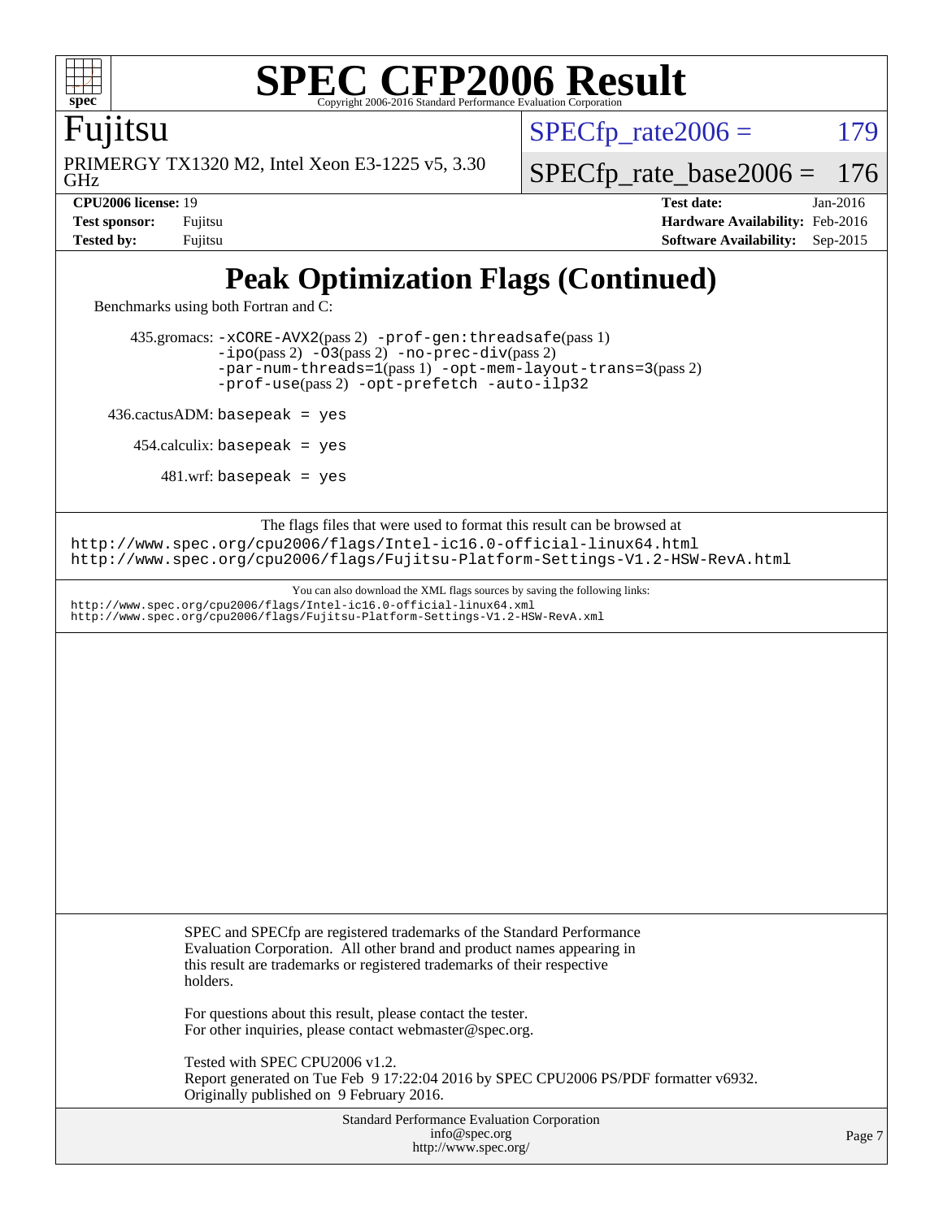# Peak Optimization Flags (Continued)

Benchmarks using both Fortran and C:

435.gromacs: -xCORE-AVX2(pass 2) -prof-gen:threadsafe(pass 1) -ipo(pass 2) -O3(pass 2) -no-prec-div(pass 2) -par-num-threads=1(pass 1) -opt-mem-layout-trans=3(pass 2) -prof-use(pass 2) -opt-prefetch -auto-ilp32

436.cactusADM: basepeak = yes

454.calculix: basepeak = yes

481.wrf: basepeak = yes

The flags files that were used to format this result can be browsed at
http://www.spec.org/cpu2006/flags/Intel-ic16.0-official-linux64.html
http://www.spec.org/cpu2006/flags/Fujitsu-Platform-Settings-V1.2-HSW-RevA.html

You can also download the XML flags sources by saving the following links:
http://www.spec.org/cpu2006/flags/Intel-ic16.0-official-linux64.xml
http://www.spec.org/cpu2006/flags/Fujitsu-Platform-Settings-V1.2-HSW-RevA.xml

SPEC and SPECfp are registered trademarks of the Standard Performance Evaluation Corporation. All other brand and product names appearing in this result are trademarks or registered trademarks of their respective holders.

For questions about this result, please contact the tester.
For other inquiries, please contact webmaster@spec.org.

Tested with SPEC CPU2006 v1.2.
Report generated on Tue Feb 9 17:22:04 2016 by SPEC CPU2006 PS/PDF formatter v6932.
Originally published on 9 February 2016.